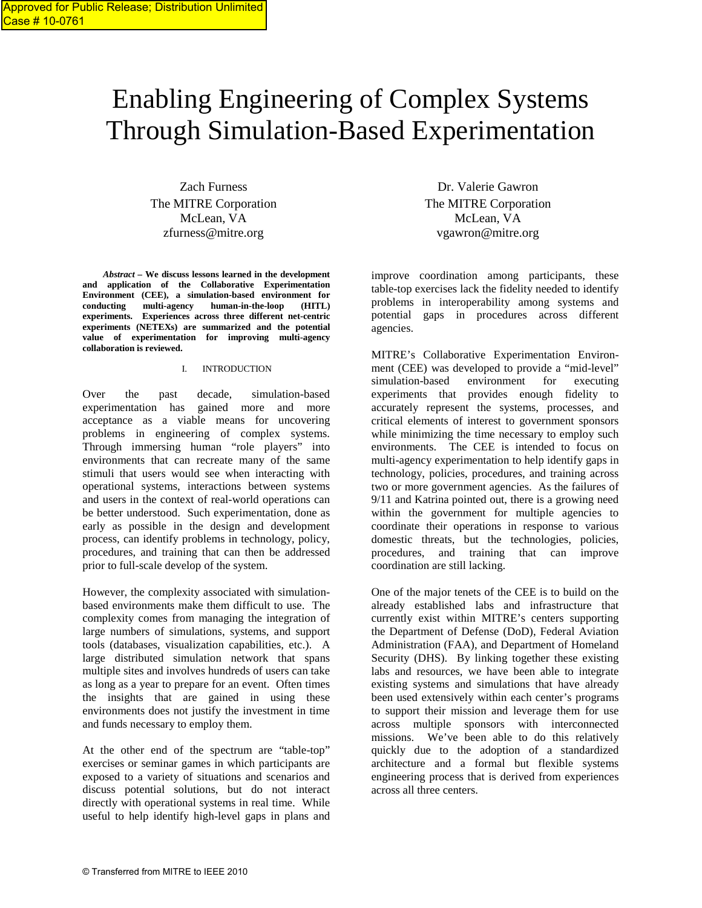Approved for Public Release; Distribution Unlimited
Case # 10-0761

# Enabling Engineering of Complex Systems Through Simulation-Based Experimentation

Zach Furness
The MITRE Corporation
McLean, VA
zfurness@mitre.org

Dr. Valerie Gawron
The MITRE Corporation
McLean, VA
vgawron@mitre.org

***Abstract*** **– We discuss lessons learned in the development and application of the Collaborative Experimentation Environment (CEE), a simulation-based environment for conducting multi-agency human-in-the-loop (HITL) experiments. Experiences across three different net-centric experiments (NETEXs) are summarized and the potential value of experimentation for improving multi-agency collaboration is reviewed.**

## I. INTRODUCTION

Over the past decade, simulation-based experimentation has gained more and more acceptance as a viable means for uncovering problems in engineering of complex systems. Through immersing human "role players" into environments that can recreate many of the same stimuli that users would see when interacting with operational systems, interactions between systems and users in the context of real-world operations can be better understood. Such experimentation, done as early as possible in the design and development process, can identify problems in technology, policy, procedures, and training that can then be addressed prior to full-scale develop of the system.

However, the complexity associated with simulation-based environments make them difficult to use. The complexity comes from managing the integration of large numbers of simulations, systems, and support tools (databases, visualization capabilities, etc.). A large distributed simulation network that spans multiple sites and involves hundreds of users can take as long as a year to prepare for an event. Often times the insights that are gained in using these environments does not justify the investment in time and funds necessary to employ them.

At the other end of the spectrum are "table-top" exercises or seminar games in which participants are exposed to a variety of situations and scenarios and discuss potential solutions, but do not interact directly with operational systems in real time. While useful to help identify high-level gaps in plans and improve coordination among participants, these table-top exercises lack the fidelity needed to identify problems in interoperability among systems and potential gaps in procedures across different agencies.

MITRE's Collaborative Experimentation Environment (CEE) was developed to provide a "mid-level" simulation-based environment for executing experiments that provides enough fidelity to accurately represent the systems, processes, and critical elements of interest to government sponsors while minimizing the time necessary to employ such environments. The CEE is intended to focus on multi-agency experimentation to help identify gaps in technology, policies, procedures, and training across two or more government agencies. As the failures of 9/11 and Katrina pointed out, there is a growing need within the government for multiple agencies to coordinate their operations in response to various domestic threats, but the technologies, policies, procedures, and training that can improve coordination are still lacking.

One of the major tenets of the CEE is to build on the already established labs and infrastructure that currently exist within MITRE's centers supporting the Department of Defense (DoD), Federal Aviation Administration (FAA), and Department of Homeland Security (DHS). By linking together these existing labs and resources, we have been able to integrate existing systems and simulations that have already been used extensively within each center's programs to support their mission and leverage them for use across multiple sponsors with interconnected missions. We've been able to do this relatively quickly due to the adoption of a standardized architecture and a formal but flexible systems engineering process that is derived from experiences across all three centers.

© Transferred from MITRE to IEEE 2010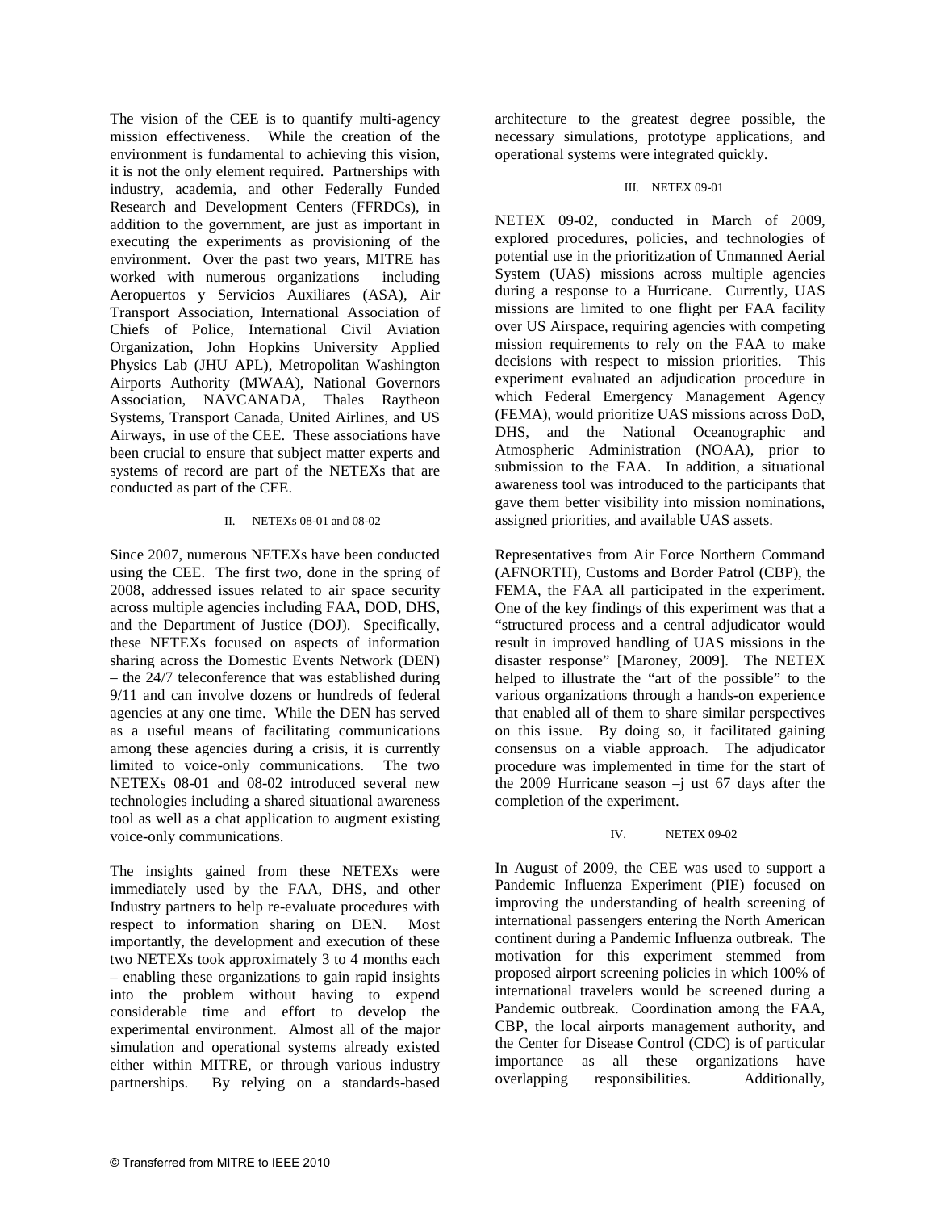The vision of the CEE is to quantify multi-agency mission effectiveness. While the creation of the environment is fundamental to achieving this vision, it is not the only element required. Partnerships with industry, academia, and other Federally Funded Research and Development Centers (FFRDCs), in addition to the government, are just as important in executing the experiments as provisioning of the environment. Over the past two years, MITRE has worked with numerous organizations including Aeropuertos y Servicios Auxiliares (ASA), Air Transport Association, International Association of Chiefs of Police, International Civil Aviation Organization, John Hopkins University Applied Physics Lab (JHU APL), Metropolitan Washington Airports Authority (MWAA), National Governors Association, NAVCANADA, Thales Raytheon Systems, Transport Canada, United Airlines, and US Airways, in use of the CEE. These associations have been crucial to ensure that subject matter experts and systems of record are part of the NETEXs that are conducted as part of the CEE.

## II. NETEXs 08-01 and 08-02

Since 2007, numerous NETEXs have been conducted using the CEE. The first two, done in the spring of 2008, addressed issues related to air space security across multiple agencies including FAA, DOD, DHS, and the Department of Justice (DOJ). Specifically, these NETEXs focused on aspects of information sharing across the Domestic Events Network (DEN) – the 24/7 teleconference that was established during 9/11 and can involve dozens or hundreds of federal agencies at any one time. While the DEN has served as a useful means of facilitating communications among these agencies during a crisis, it is currently limited to voice-only communications. The two NETEXs 08-01 and 08-02 introduced several new technologies including a shared situational awareness tool as well as a chat application to augment existing voice-only communications.

The insights gained from these NETEXs were immediately used by the FAA, DHS, and other Industry partners to help re-evaluate procedures with respect to information sharing on DEN. Most importantly, the development and execution of these two NETEXs took approximately 3 to 4 months each – enabling these organizations to gain rapid insights into the problem without having to expend considerable time and effort to develop the experimental environment. Almost all of the major simulation and operational systems already existed either within MITRE, or through various industry partnerships. By relying on a standards-based architecture to the greatest degree possible, the necessary simulations, prototype applications, and operational systems were integrated quickly.

## III. NETEX 09-01

NETEX 09-02, conducted in March of 2009, explored procedures, policies, and technologies of potential use in the prioritization of Unmanned Aerial System (UAS) missions across multiple agencies during a response to a Hurricane. Currently, UAS missions are limited to one flight per FAA facility over US Airspace, requiring agencies with competing mission requirements to rely on the FAA to make decisions with respect to mission priorities. This experiment evaluated an adjudication procedure in which Federal Emergency Management Agency (FEMA), would prioritize UAS missions across DoD, DHS, and the National Oceanographic and Atmospheric Administration (NOAA), prior to submission to the FAA. In addition, a situational awareness tool was introduced to the participants that gave them better visibility into mission nominations, assigned priorities, and available UAS assets.

Representatives from Air Force Northern Command (AFNORTH), Customs and Border Patrol (CBP), the FEMA, the FAA all participated in the experiment. One of the key findings of this experiment was that a "structured process and a central adjudicator would result in improved handling of UAS missions in the disaster response" [Maroney, 2009]. The NETEX helped to illustrate the "art of the possible" to the various organizations through a hands-on experience that enabled all of them to share similar perspectives on this issue. By doing so, it facilitated gaining consensus on a viable approach. The adjudicator procedure was implemented in time for the start of the 2009 Hurricane season –j ust 67 days after the completion of the experiment.

## IV. NETEX 09-02

In August of 2009, the CEE was used to support a Pandemic Influenza Experiment (PIE) focused on improving the understanding of health screening of international passengers entering the North American continent during a Pandemic Influenza outbreak. The motivation for this experiment stemmed from proposed airport screening policies in which 100% of international travelers would be screened during a Pandemic outbreak. Coordination among the FAA, CBP, the local airports management authority, and the Center for Disease Control (CDC) is of particular importance as all these organizations have overlapping responsibilities. Additionally,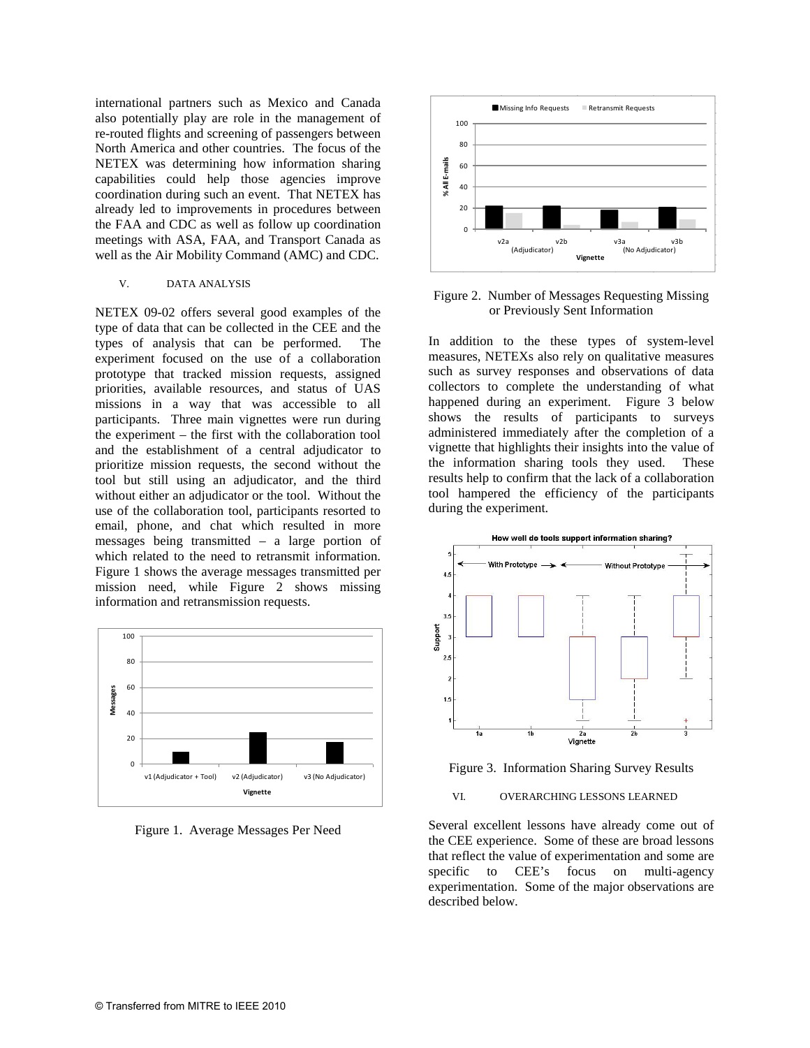international partners such as Mexico and Canada also potentially play are role in the management of re-routed flights and screening of passengers between North America and other countries. The focus of the NETEX was determining how information sharing capabilities could help those agencies improve coordination during such an event. That NETEX has already led to improvements in procedures between the FAA and CDC as well as follow up coordination meetings with ASA, FAA, and Transport Canada as well as the Air Mobility Command (AMC) and CDC.

## V. DATA ANALYSIS

NETEX 09-02 offers several good examples of the type of data that can be collected in the CEE and the types of analysis that can be performed. The experiment focused on the use of a collaboration prototype that tracked mission requests, assigned priorities, available resources, and status of UAS missions in a way that was accessible to all participants. Three main vignettes were run during the experiment – the first with the collaboration tool and the establishment of a central adjudicator to prioritize mission requests, the second without the tool but still using an adjudicator, and the third without either an adjudicator or the tool. Without the use of the collaboration tool, participants resorted to email, phone, and chat which resulted in more messages being transmitted – a large portion of which related to the need to retransmit information. Figure 1 shows the average messages transmitted per mission need, while Figure 2 shows missing information and retransmission requests.

Figure 1. Average Messages Per Need

Figure 2. Number of Messages Requesting Missing or Previously Sent Information

In addition to the these types of system-level measures, NETEXs also rely on qualitative measures such as survey responses and observations of data collectors to complete the understanding of what happened during an experiment. Figure 3 below shows the results of participants to surveys administered immediately after the completion of a vignette that highlights their insights into the value of the information sharing tools they used. These results help to confirm that the lack of a collaboration tool hampered the efficiency of the participants during the experiment.

Figure 3. Information Sharing Survey Results

## VI. OVERARCHING LESSONS LEARNED

Several excellent lessons have already come out of the CEE experience. Some of these are broad lessons that reflect the value of experimentation and some are specific to CEE's focus on multi-agency experimentation. Some of the major observations are described below.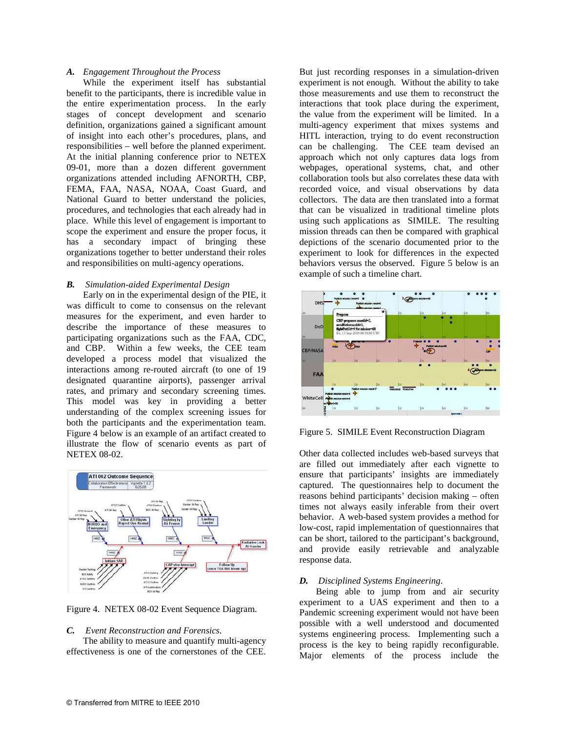### A. *Engagement Throughout the Process*

While the experiment itself has substantial benefit to the participants, there is incredible value in the entire experimentation process. In the early stages of concept development and scenario definition, organizations gained a significant amount of insight into each other's procedures, plans, and responsibilities – well before the planned experiment. At the initial planning conference prior to NETEX 09-01, more than a dozen different government organizations attended including AFNORTH, CBP, FEMA, FAA, NASA, NOAA, Coast Guard, and National Guard to better understand the policies, procedures, and technologies that each already had in place. While this level of engagement is important to scope the experiment and ensure the proper focus, it has a secondary impact of bringing these organizations together to better understand their roles and responsibilities on multi-agency operations.

### B. *Simulation-aided Experimental Design*

Early on in the experimental design of the PIE, it was difficult to come to consensus on the relevant measures for the experiment, and even harder to describe the importance of these measures to participating organizations such as the FAA, CDC, and CBP. Within a few weeks, the CEE team developed a process model that visualized the interactions among re-routed aircraft (to one of 19 designated quarantine airports), passenger arrival rates, and primary and secondary screening times. This model was key in providing a better understanding of the complex screening issues for both the participants and the experimentation team. Figure 4 below is an example of an artifact created to illustrate the flow of scenario events as part of NETEX 08-02.

Figure 4. NETEX 08-02 Event Sequence Diagram.

### C. *Event Reconstruction and Forensics.*

The ability to measure and quantify multi-agency effectiveness is one of the cornerstones of the CEE. But just recording responses in a simulation-driven experiment is not enough. Without the ability to take those measurements and use them to reconstruct the interactions that took place during the experiment, the value from the experiment will be limited. In a multi-agency experiment that mixes systems and HITL interaction, trying to do event reconstruction can be challenging. The CEE team devised an approach which not only captures data logs from webpages, operational systems, chat, and other collaboration tools but also correlates these data with recorded voice, and visual observations by data collectors. The data are then translated into a format that can be visualized in traditional timeline plots using such applications as SIMILE. The resulting mission threads can then be compared with graphical depictions of the scenario documented prior to the experiment to look for differences in the expected behaviors versus the observed. Figure 5 below is an example of such a timeline chart.

Figure 5. SIMILE Event Reconstruction Diagram

Other data collected includes web-based surveys that are filled out immediately after each vignette to ensure that participants' insights are immediately captured. The questionnaires help to document the reasons behind participants' decision making – often times not always easily inferable from their overt behavior. A web-based system provides a method for low-cost, rapid implementation of questionnaires that can be short, tailored to the participant's background, and provide easily retrievable and analyzable response data.

### D. *Disciplined Systems Engineering.*

Being able to jump from and air security experiment to a UAS experiment and then to a Pandemic screening experiment would not have been possible with a well understood and documented systems engineering process. Implementing such a process is the key to being rapidly reconfigurable. Major elements of the process include the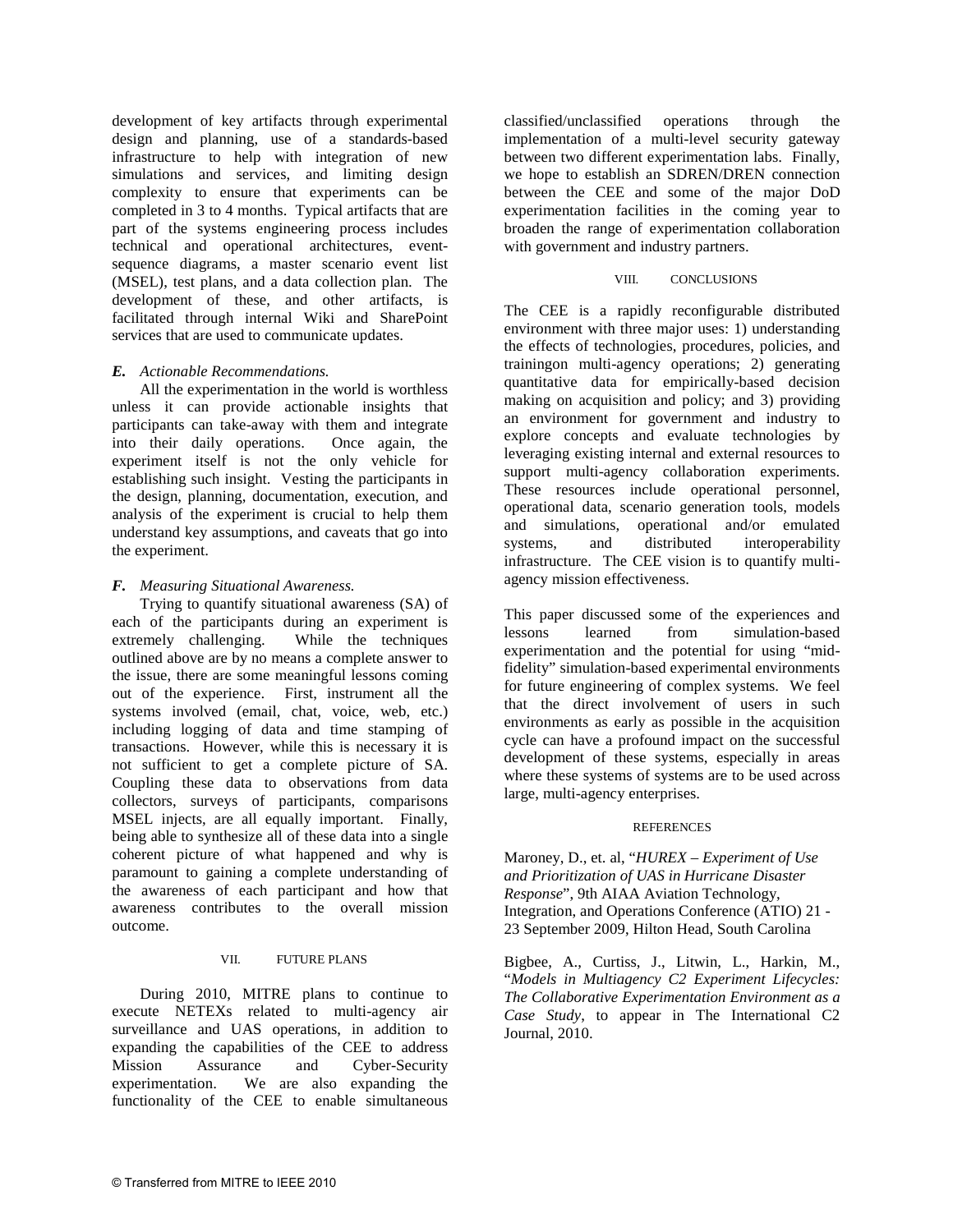development of key artifacts through experimental design and planning, use of a standards-based infrastructure to help with integration of new simulations and services, and limiting design complexity to ensure that experiments can be completed in 3 to 4 months. Typical artifacts that are part of the systems engineering process includes technical and operational architectures, event-sequence diagrams, a master scenario event list (MSEL), test plans, and a data collection plan. The development of these, and other artifacts, is facilitated through internal Wiki and SharePoint services that are used to communicate updates.

### *E. Actionable Recommendations.*

All the experimentation in the world is worthless unless it can provide actionable insights that participants can take-away with them and integrate into their daily operations. Once again, the experiment itself is not the only vehicle for establishing such insight. Vesting the participants in the design, planning, documentation, execution, and analysis of the experiment is crucial to help them understand key assumptions, and caveats that go into the experiment.

### *F. Measuring Situational Awareness.*

Trying to quantify situational awareness (SA) of each of the participants during an experiment is extremely challenging. While the techniques outlined above are by no means a complete answer to the issue, there are some meaningful lessons coming out of the experience. First, instrument all the systems involved (email, chat, voice, web, etc.) including logging of data and time stamping of transactions. However, while this is necessary it is not sufficient to get a complete picture of SA. Coupling these data to observations from data collectors, surveys of participants, comparisons MSEL injects, are all equally important. Finally, being able to synthesize all of these data into a single coherent picture of what happened and why is paramount to gaining a complete understanding of the awareness of each participant and how that awareness contributes to the overall mission outcome.

## VII. FUTURE PLANS

During 2010, MITRE plans to continue to execute NETEXs related to multi-agency air surveillance and UAS operations, in addition to expanding the capabilities of the CEE to address Mission Assurance and Cyber-Security experimentation. We are also expanding the functionality of the CEE to enable simultaneous classified/unclassified operations through the implementation of a multi-level security gateway between two different experimentation labs. Finally, we hope to establish an SDREN/DREN connection between the CEE and some of the major DoD experimentation facilities in the coming year to broaden the range of experimentation collaboration with government and industry partners.

## VIII. CONCLUSIONS

The CEE is a rapidly reconfigurable distributed environment with three major uses: 1) understanding the effects of technologies, procedures, policies, and trainingon multi-agency operations; 2) generating quantitative data for empirically-based decision making on acquisition and policy; and 3) providing an environment for government and industry to explore concepts and evaluate technologies by leveraging existing internal and external resources to support multi-agency collaboration experiments. These resources include operational personnel, operational data, scenario generation tools, models and simulations, operational and/or emulated systems, and distributed interoperability infrastructure. The CEE vision is to quantify multi-agency mission effectiveness.

This paper discussed some of the experiences and lessons learned from simulation-based experimentation and the potential for using "mid-fidelity" simulation-based experimental environments for future engineering of complex systems. We feel that the direct involvement of users in such environments as early as possible in the acquisition cycle can have a profound impact on the successful development of these systems, especially in areas where these systems of systems are to be used across large, multi-agency enterprises.

## REFERENCES

Maroney, D., et. al, "*HUREX – Experiment of Use and Prioritization of UAS in Hurricane Disaster Response*", 9th AIAA Aviation Technology, Integration, and Operations Conference (ATIO) 21 - 23 September 2009, Hilton Head, South Carolina

Bigbee, A., Curtiss, J., Litwin, L., Harkin, M., "*Models in Multiagency C2 Experiment Lifecycles: The Collaborative Experimentation Environment as a Case Study*, to appear in The International C2 Journal, 2010.

© Transferred from MITRE to IEEE 2010